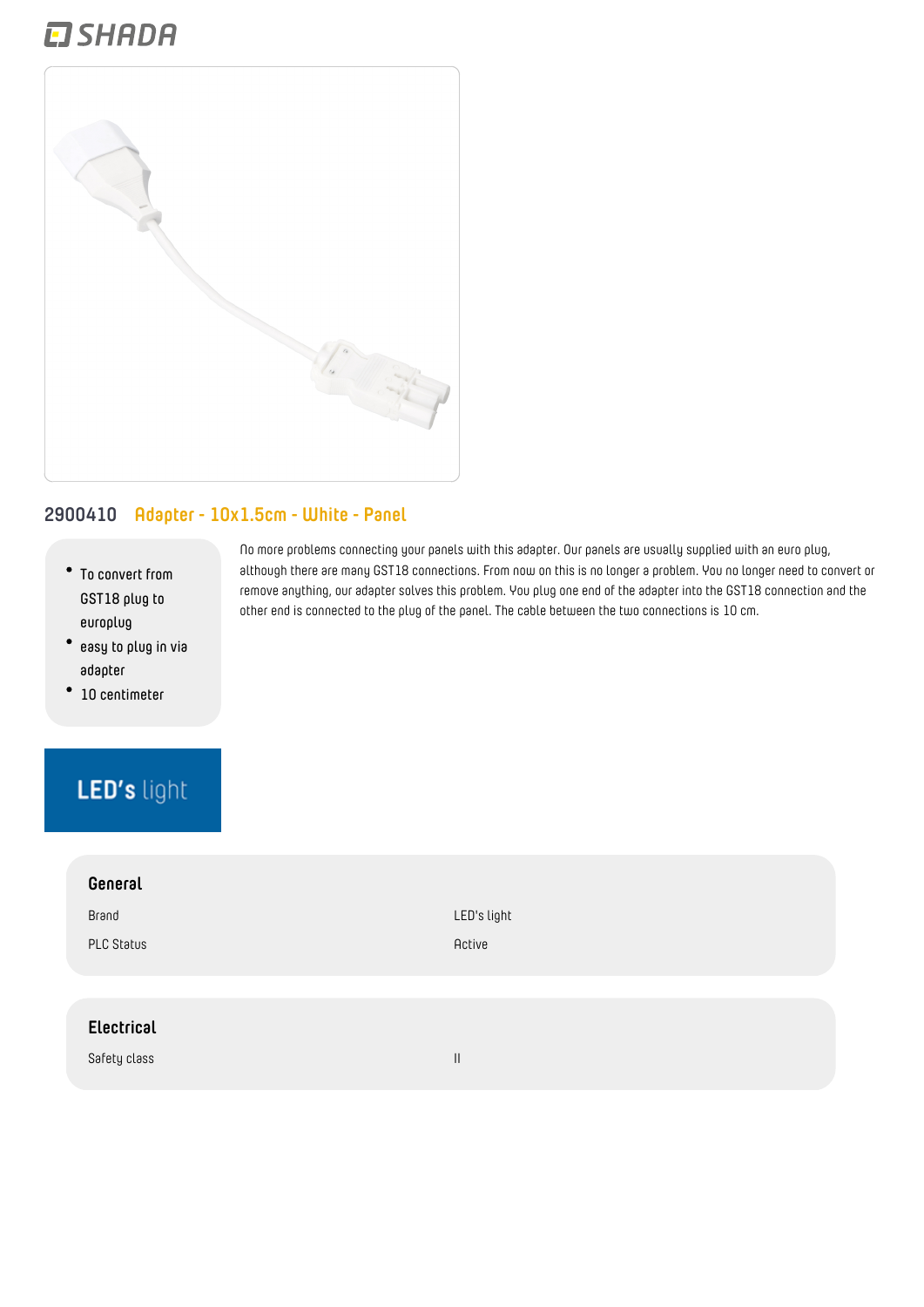SHADA

## 2900410 Adapter - 10x1.5cm - White - Panel

- To convert from GST18 plug to europlug
- easy to plug in via adapter
- 10 centimeter

No more problems connecting your panels with this adapter. Our panels are usually supplied with an euro plug, although there are many GST18 connections. From now on this is no longer a problem. You no longer need to convert or remove anything, our adapter solves this problem. You plug one end of the adapter into the GST18 connection and the other end is connected to the plug of the panel. The cable between the two connections is 10 cm.

LED's light

### General

| | |
|---|---|
| Brand | LED's light |
| PLC Status | Active |

### Electrical

| | |
|---|---|
| Safety class | II |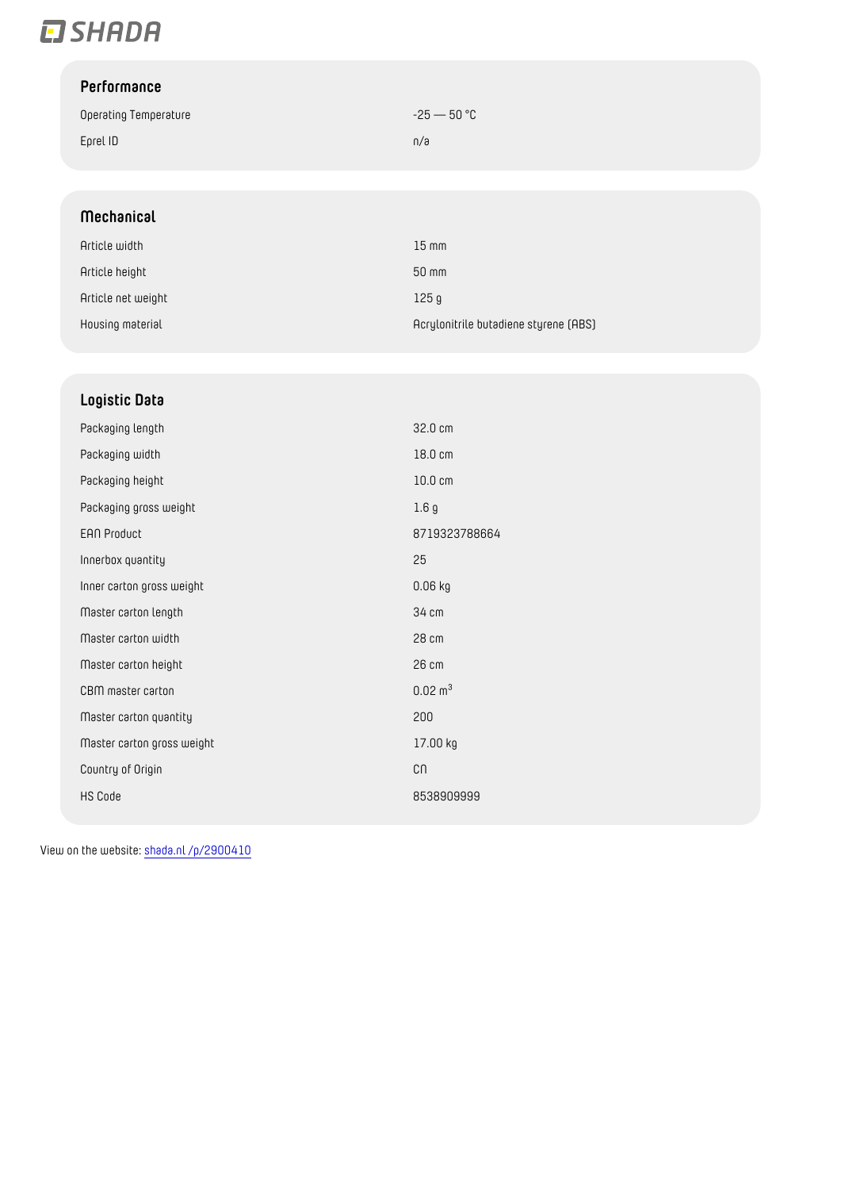## Performance

| | |
|---|---|
| Operating Temperature | -25 — 50 °C |
| Eprel ID | n/a |

## Mechanical

| | |
|---|---|
| Article width | 15 mm |
| Article height | 50 mm |
| Article net weight | 125 g |
| Housing material | Acrylonitrile butadiene styrene (ABS) |

## Logistic Data

| | |
|---|---|
| Packaging length | 32.0 cm |
| Packaging width | 18.0 cm |
| Packaging height | 10.0 cm |
| Packaging gross weight | 1.6 g |
| EAN Product | 8719323788664 |
| Innerbox quantity | 25 |
| Inner carton gross weight | 0.06 kg |
| Master carton length | 34 cm |
| Master carton width | 28 cm |
| Master carton height | 26 cm |
| CBM master carton | 0.02 $m^3$ |
| Master carton quantity | 200 |
| Master carton gross weight | 17.00 kg |
| Country of Origin | CN |
| HS Code | 8538909999 |

View on the website: [shada.nl /p/2900410](shada.nl/p/2900410)